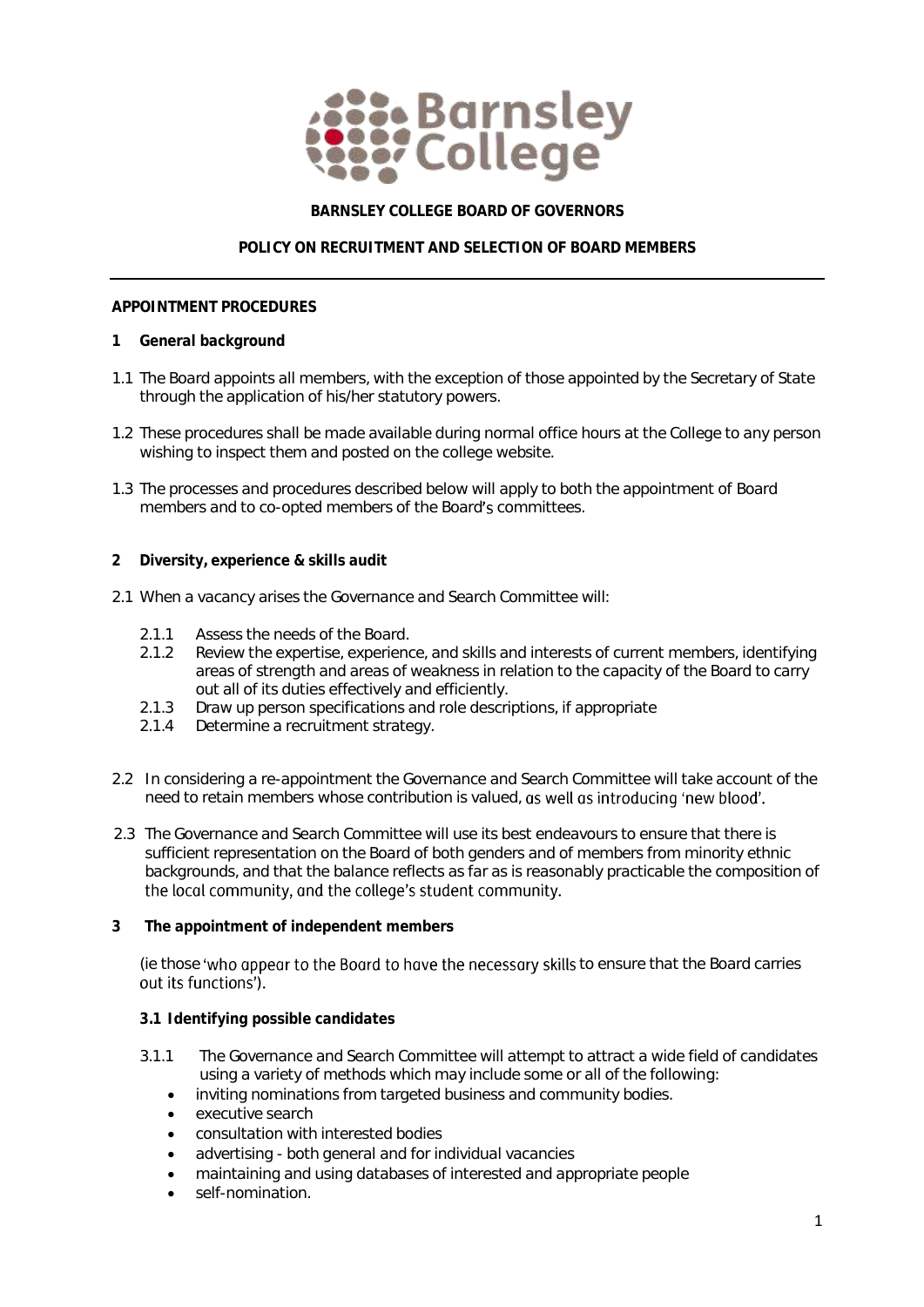**BARNSLEY COLLEGE BOARD OF GOVERNORS**

**POLICY ON RECRUITMENT AND SELECTION OF BOARD MEMBERS**

---

**APPOINTMENT PROCEDURES**

**1 General background**

1.1 The Board appoints all members, with the exception of those appointed by the Secretary of State through the application of his/her statutory powers.

1.2 These procedures shall be made available during normal office hours at the College to any person wishing to inspect them and posted on the college website.

1.3 The processes and procedures described below will apply to both the appointment of Board members and to co-opted members of the Board's committees.

**2 Diversity, experience & skills audit**

2.1 When a vacancy arises the Governance and Search Committee will:

- 2.1.1 Assess the needs of the Board.
- 2.1.2 Review the expertise, experience, and skills and interests of current members, identifying areas of strength and areas of weakness in relation to the capacity of the Board to carry out all of its duties effectively and efficiently.
- 2.1.3 Draw up person specifications and role descriptions, if appropriate
- 2.1.4 Determine a recruitment strategy.

2.2 In considering a re-appointment the Governance and Search Committee will take account of the need to retain members whose contribution is valued, as well as introducing 'new blood'.

2.3 The Governance and Search Committee will use its best endeavours to ensure that there is sufficient representation on the Board of both genders and of members from minority ethnic backgrounds, and that the balance reflects as far as is reasonably practicable the composition of the local community, and the college's student community.

**3 The appointment of independent members**

(ie those 'who appear to the Board to have the necessary skills to ensure that the Board carries out its functions').

**3.1 Identifying possible candidates**

3.1.1 The Governance and Search Committee will attempt to attract a wide field of candidates using a variety of methods which may include some or all of the following:

- inviting nominations from targeted business and community bodies.
- executive search
- consultation with interested bodies
- advertising - both general and for individual vacancies
- maintaining and using databases of interested and appropriate people
- self-nomination.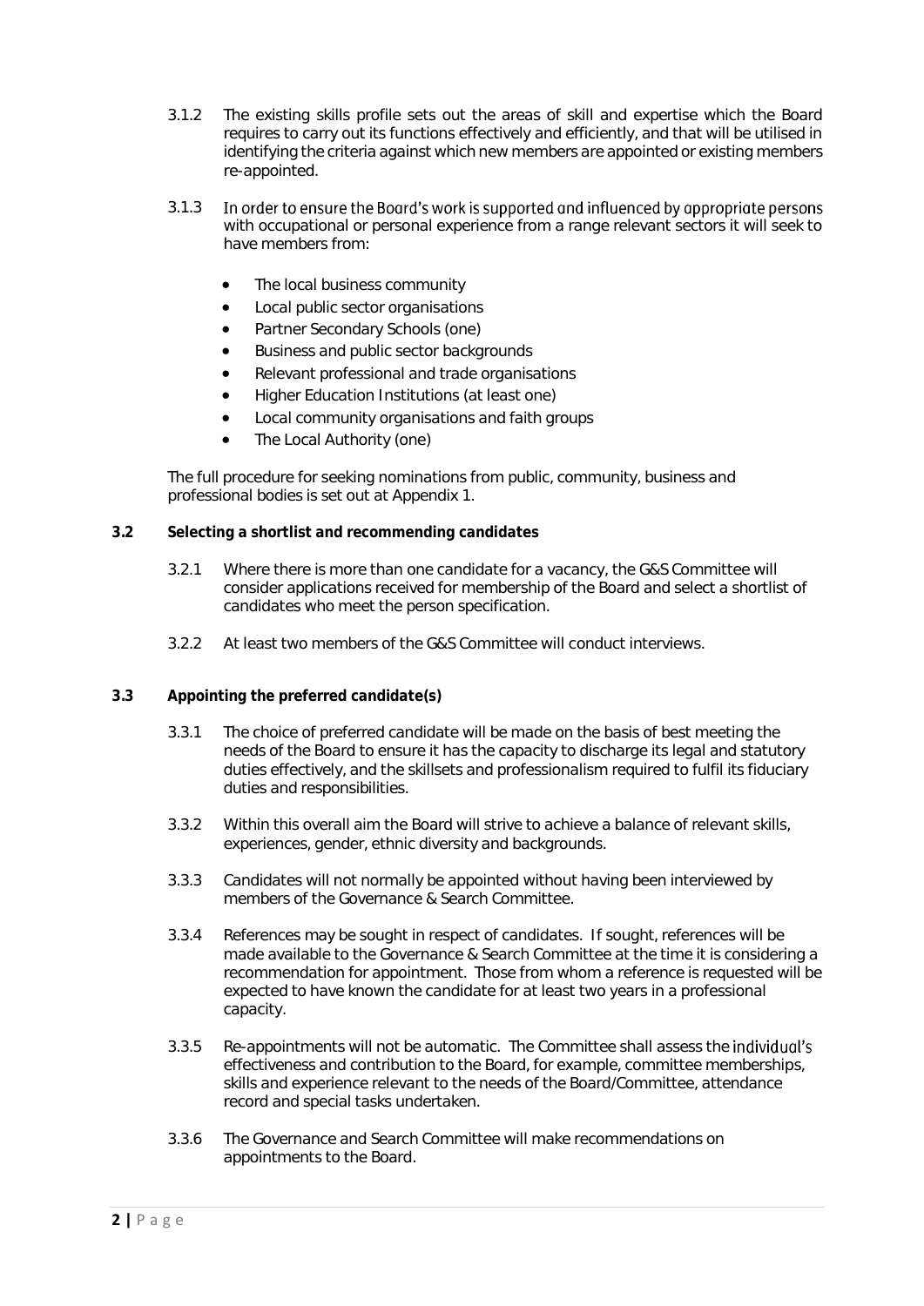3.1.2 The existing skills profile sets out the areas of skill and expertise which the Board requires to carry out its functions effectively and efficiently, and that will be utilised in identifying the criteria against which new members are appointed or existing members re-appointed.

3.1.3 In order to ensure the Board's work is supported and influenced by appropriate persons with occupational or personal experience from a range relevant sectors it will seek to have members from:

- The local business community
- Local public sector organisations
- Partner Secondary Schools (one)
- Business and public sector backgrounds
- Relevant professional and trade organisations
- Higher Education Institutions (at least one)
- Local community organisations and faith groups
- The Local Authority (one)

The full procedure for seeking nominations from public, community, business and professional bodies is set out at Appendix 1.

**3.2 Selecting a shortlist and recommending candidates**

3.2.1 Where there is more than one candidate for a vacancy, the G&S Committee will consider applications received for membership of the Board and select a shortlist of candidates who meet the person specification.

3.2.2 At least two members of the G&S Committee will conduct interviews.

**3.3 Appointing the preferred candidate(s)**

3.3.1 The choice of preferred candidate will be made on the basis of best meeting the needs of the Board to ensure it has the capacity to discharge its legal and statutory duties effectively, and the skillsets and professionalism required to fulfil its fiduciary duties and responsibilities.

3.3.2 Within this overall aim the Board will strive to achieve a balance of relevant skills, experiences, gender, ethnic diversity and backgrounds.

3.3.3 Candidates will not normally be appointed without having been interviewed by members of the Governance & Search Committee.

3.3.4 References may be sought in respect of candidates. If sought, references will be made available to the Governance & Search Committee at the time it is considering a recommendation for appointment. Those from whom a reference is requested will be expected to have known the candidate for at least two years in a professional capacity.

3.3.5 Re-appointments will not be automatic. The Committee shall assess the individual's effectiveness and contribution to the Board, for example, committee memberships, skills and experience relevant to the needs of the Board/Committee, attendance record and special tasks undertaken.

3.3.6 The Governance and Search Committee will make recommendations on appointments to the Board.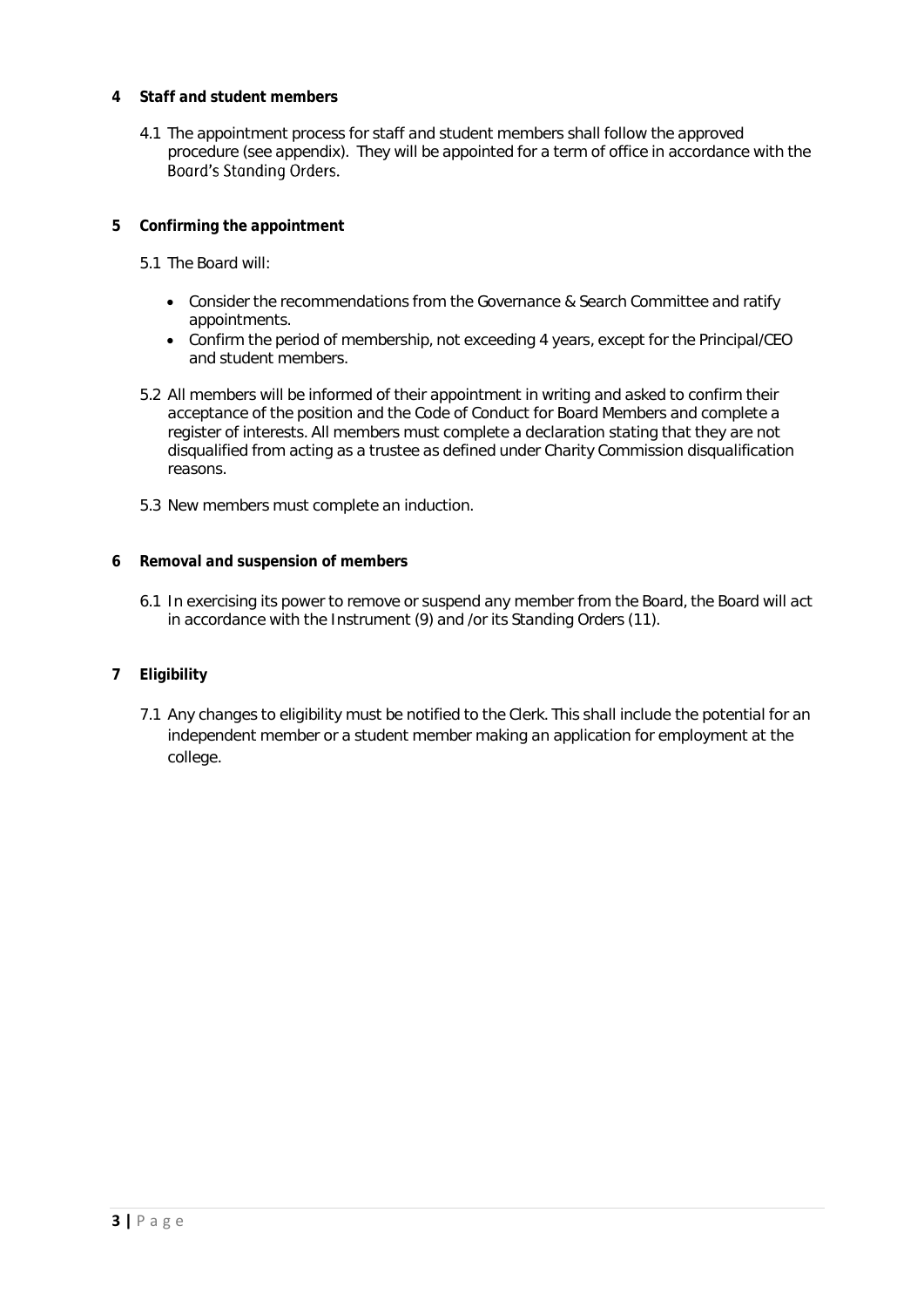## 4 Staff and student members

4.1 The appointment process for staff and student members shall follow the approved procedure (see appendix). They will be appointed for a term of office in accordance with the Board's Standing Orders.

## 5 Confirming the appointment

5.1 The Board will:

- Consider the recommendations from the Governance & Search Committee and ratify appointments.
- Confirm the period of membership, not exceeding 4 years, except for the Principal/CEO and student members.

5.2 All members will be informed of their appointment in writing and asked to confirm their acceptance of the position and the Code of Conduct for Board Members and complete a register of interests. All members must complete a declaration stating that they are not disqualified from acting as a trustee as defined under Charity Commission disqualification reasons.

5.3 New members must complete an induction.

## 6 Removal and suspension of members

6.1 In exercising its power to remove or suspend any member from the Board, the Board will act in accordance with the Instrument (9) and /or its Standing Orders (11).

## 7 Eligibility

7.1 Any changes to eligibility must be notified to the Clerk. This shall include the potential for an independent member or a student member making an application for employment at the college.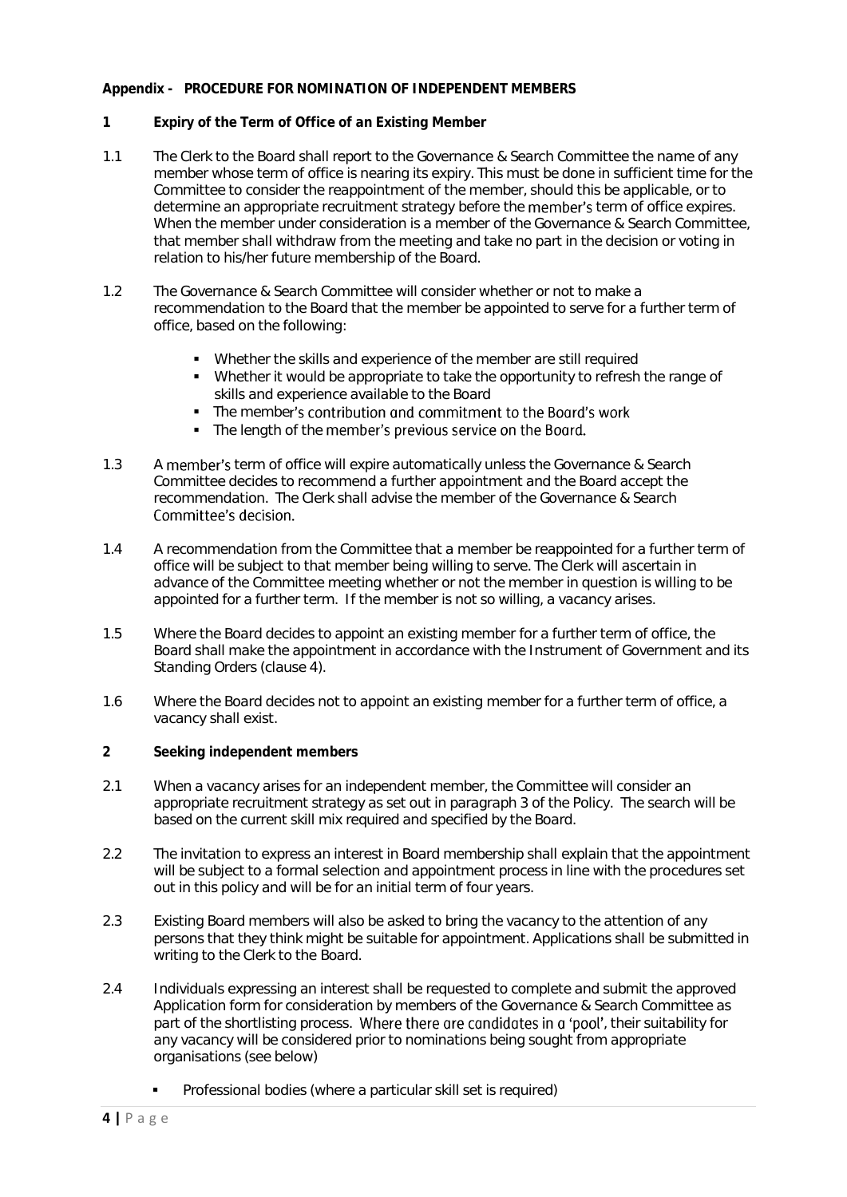**Appendix - PROCEDURE FOR NOMINATION OF INDEPENDENT MEMBERS**

**1 Expiry of the Term of Office of an Existing Member**

1.1 The Clerk to the Board shall report to the Governance & Search Committee the name of any member whose term of office is nearing its expiry. This must be done in sufficient time for the Committee to consider the reappointment of the member, should this be applicable, or to determine an appropriate recruitment strategy before the member's term of office expires. When the member under consideration is a member of the Governance & Search Committee, that member shall withdraw from the meeting and take no part in the decision or voting in relation to his/her future membership of the Board.

1.2 The Governance & Search Committee will consider whether or not to make a recommendation to the Board that the member be appointed to serve for a further term of office, based on the following:

- Whether the skills and experience of the member are still required
- Whether it would be appropriate to take the opportunity to refresh the range of skills and experience available to the Board
- The member's contribution and commitment to the Board's work
- The length of the member's previous service on the Board.

1.3 A member's term of office will expire automatically unless the Governance & Search Committee decides to recommend a further appointment and the Board accept the recommendation. The Clerk shall advise the member of the Governance & Search Committee's decision.

1.4 A recommendation from the Committee that a member be reappointed for a further term of office will be subject to that member being willing to serve. The Clerk will ascertain in advance of the Committee meeting whether or not the member in question is willing to be appointed for a further term. If the member is not so willing, a vacancy arises.

1.5 Where the Board decides to appoint an existing member for a further term of office, the Board shall make the appointment in accordance with the Instrument of Government and its Standing Orders (clause 4).

1.6 Where the Board decides not to appoint an existing member for a further term of office, a vacancy shall exist.

**2 Seeking independent members**

2.1 When a vacancy arises for an independent member, the Committee will consider an appropriate recruitment strategy as set out in paragraph 3 of the Policy. The search will be based on the current skill mix required and specified by the Board.

2.2 The invitation to express an interest in Board membership shall explain that the appointment will be subject to a formal selection and appointment process in line with the procedures set out in this policy and will be for an initial term of four years.

2.3 Existing Board members will also be asked to bring the vacancy to the attention of any persons that they think might be suitable for appointment. Applications shall be submitted in writing to the Clerk to the Board.

2.4 Individuals expressing an interest shall be requested to complete and submit the approved Application form for consideration by members of the Governance & Search Committee as part of the shortlisting process. Where there are candidates in a 'pool', their suitability for any vacancy will be considered prior to nominations being sought from appropriate organisations (see below)

- Professional bodies (where a particular skill set is required)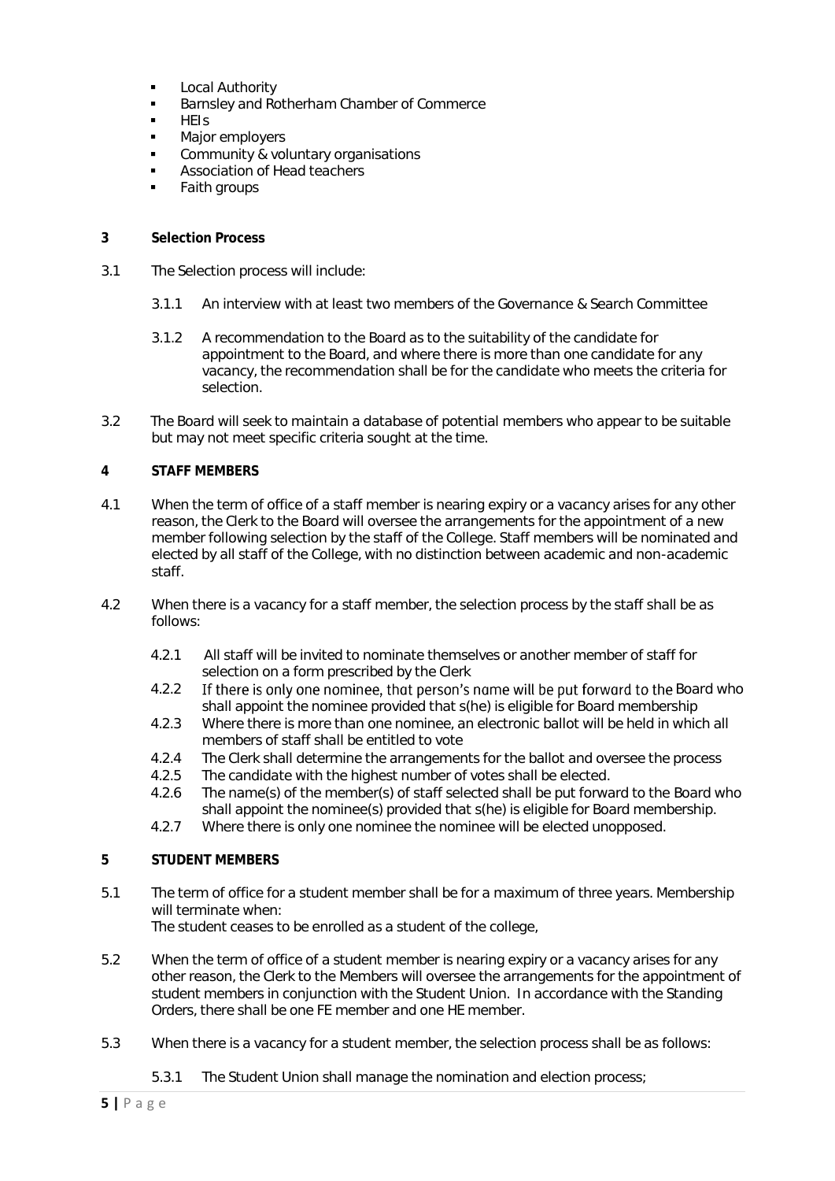- Local Authority
- Barnsley and Rotherham Chamber of Commerce
- HEIs
- Major employers
- Community & voluntary organisations
- Association of Head teachers
- Faith groups

**3 Selection Process**

3.1 The Selection process will include:

3.1.1 An interview with at least two members of the Governance & Search Committee

3.1.2 A recommendation to the Board as to the suitability of the candidate for appointment to the Board, and where there is more than one candidate for any vacancy, the recommendation shall be for the candidate who meets the criteria for selection.

3.2 The Board will seek to maintain a database of potential members who appear to be suitable but may not meet specific criteria sought at the time.

**4 STAFF MEMBERS**

4.1 When the term of office of a staff member is nearing expiry or a vacancy arises for any other reason, the Clerk to the Board will oversee the arrangements for the appointment of a new member following selection by the staff of the College. Staff members will be nominated and elected by all staff of the College, with no distinction between academic and non-academic staff.

4.2 When there is a vacancy for a staff member, the selection process by the staff shall be as follows:

4.2.1 All staff will be invited to nominate themselves or another member of staff for selection on a form prescribed by the Clerk
4.2.2 If there is only one nominee, that person's name will be put forward to the Board who shall appoint the nominee provided that s(he) is eligible for Board membership
4.2.3 Where there is more than one nominee, an electronic ballot will be held in which all members of staff shall be entitled to vote
4.2.4 The Clerk shall determine the arrangements for the ballot and oversee the process
4.2.5 The candidate with the highest number of votes shall be elected.
4.2.6 The name(s) of the member(s) of staff selected shall be put forward to the Board who shall appoint the nominee(s) provided that s(he) is eligible for Board membership.
4.2.7 Where there is only one nominee the nominee will be elected unopposed.

**5 STUDENT MEMBERS**

5.1 The term of office for a student member shall be for a maximum of three years. Membership will terminate when:
The student ceases to be enrolled as a student of the college,

5.2 When the term of office of a student member is nearing expiry or a vacancy arises for any other reason, the Clerk to the Members will oversee the arrangements for the appointment of student members in conjunction with the Student Union. In accordance with the Standing Orders, there shall be one FE member and one HE member.

5.3 When there is a vacancy for a student member, the selection process shall be as follows:

5.3.1 The Student Union shall manage the nomination and election process;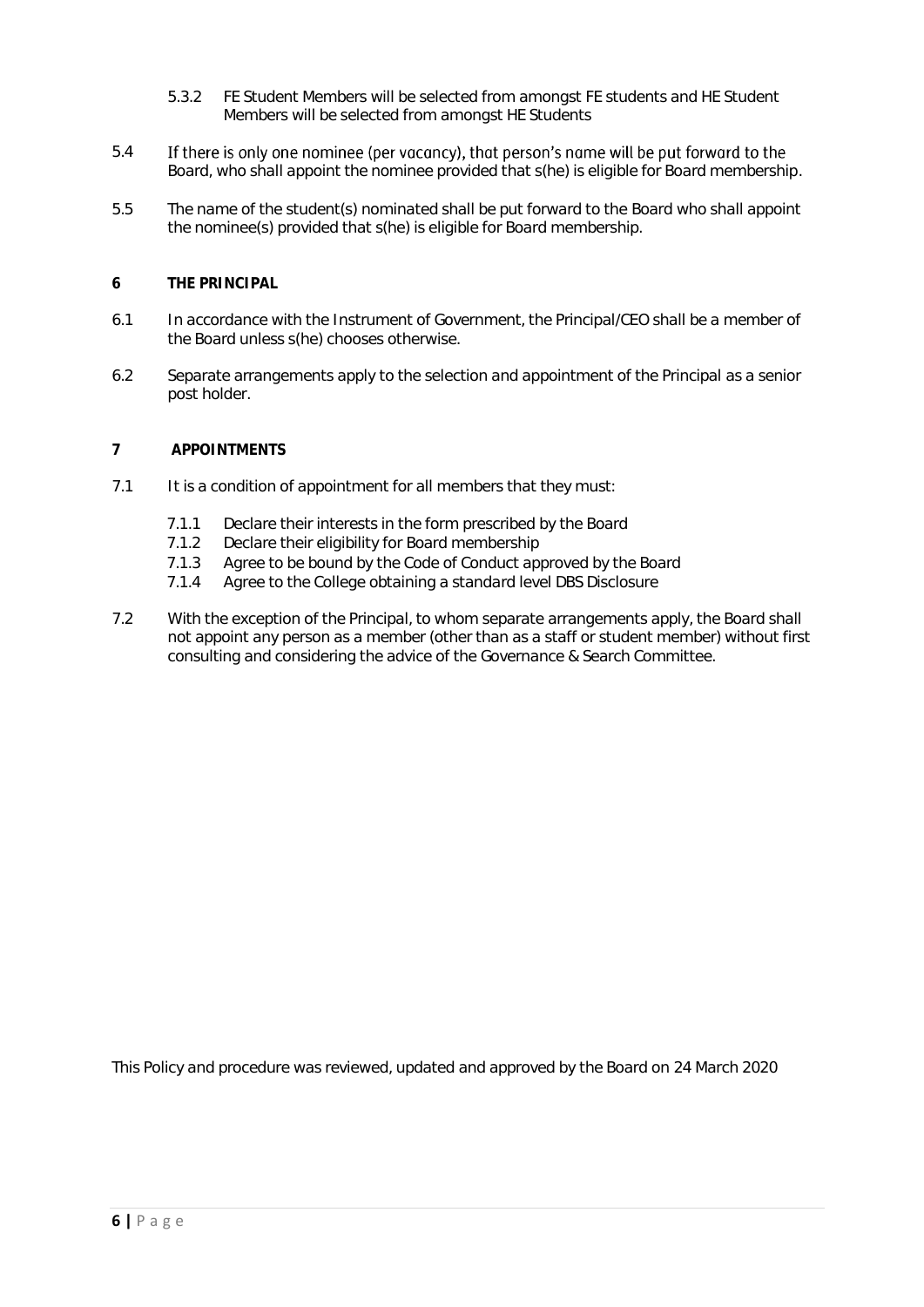5.3.2 FE Student Members will be selected from amongst FE students and HE Student Members will be selected from amongst HE Students

5.4 If there is only one nominee (per vacancy), that person's name will be put forward to the Board, who shall appoint the nominee provided that s(he) is eligible for Board membership.

5.5 The name of the student(s) nominated shall be put forward to the Board who shall appoint the nominee(s) provided that s(he) is eligible for Board membership.

## 6 THE PRINCIPAL

6.1 In accordance with the Instrument of Government, the Principal/CEO shall be a member of the Board unless s(he) chooses otherwise.

6.2 Separate arrangements apply to the selection and appointment of the Principal as a senior post holder.

## 7 APPOINTMENTS

7.1 It is a condition of appointment for all members that they must:

- 7.1.1 Declare their interests in the form prescribed by the Board
- 7.1.2 Declare their eligibility for Board membership
- 7.1.3 Agree to be bound by the Code of Conduct approved by the Board
- 7.1.4 Agree to the College obtaining a standard level DBS Disclosure

7.2 With the exception of the Principal, to whom separate arrangements apply, the Board shall not appoint any person as a member (other than as a staff or student member) without first consulting and considering the advice of the Governance & Search Committee.

This Policy and procedure was reviewed, updated and approved by the Board on 24 March 2020